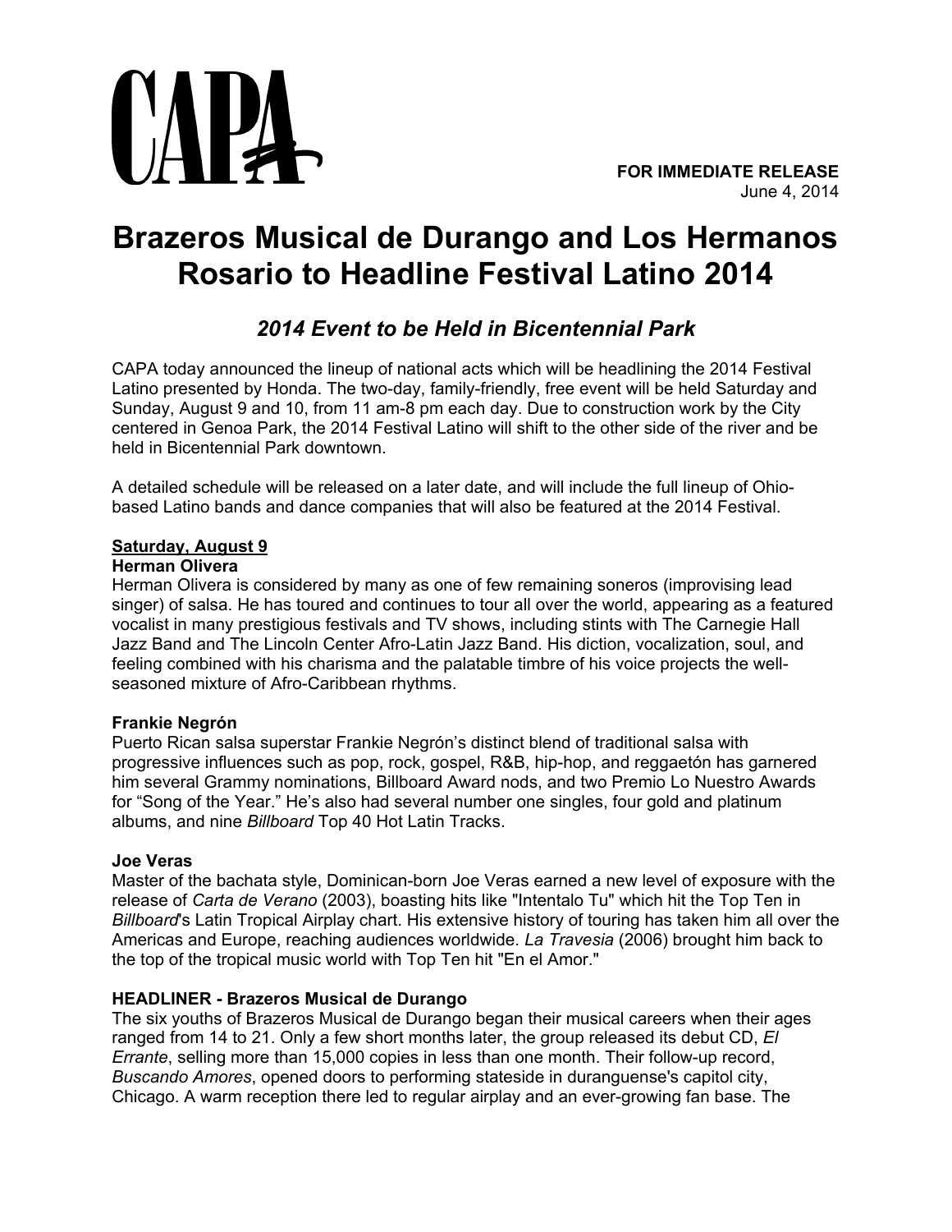**FOR IMMEDIATE RELEASE**
June 4, 2014

# Brazeros Musical de Durango and Los Hermanos Rosario to Headline Festival Latino 2014

## *2014 Event to be Held in Bicentennial Park*

CAPA today announced the lineup of national acts which will be headlining the 2014 Festival Latino presented by Honda. The two-day, family-friendly, free event will be held Saturday and Sunday, August 9 and 10, from 11 am-8 pm each day. Due to construction work by the City centered in Genoa Park, the 2014 Festival Latino will shift to the other side of the river and be held in Bicentennial Park downtown.

A detailed schedule will be released on a later date, and will include the full lineup of Ohio-based Latino bands and dance companies that will also be featured at the 2014 Festival.

**Saturday, August 9**

**Herman Olivera**

Herman Olivera is considered by many as one of few remaining soneros (improvising lead singer) of salsa. He has toured and continues to tour all over the world, appearing as a featured vocalist in many prestigious festivals and TV shows, including stints with The Carnegie Hall Jazz Band and The Lincoln Center Afro-Latin Jazz Band. His diction, vocalization, soul, and feeling combined with his charisma and the palatable timbre of his voice projects the well-seasoned mixture of Afro-Caribbean rhythms.

**Frankie Negrón**

Puerto Rican salsa superstar Frankie Negrón's distinct blend of traditional salsa with progressive influences such as pop, rock, gospel, R&B, hip-hop, and reggaetón has garnered him several Grammy nominations, Billboard Award nods, and two Premio Lo Nuestro Awards for "Song of the Year." He's also had several number one singles, four gold and platinum albums, and nine *Billboard* Top 40 Hot Latin Tracks.

**Joe Veras**

Master of the bachata style, Dominican-born Joe Veras earned a new level of exposure with the release of *Carta de Verano* (2003), boasting hits like "Intentalo Tu" which hit the Top Ten in *Billboard*'s Latin Tropical Airplay chart. His extensive history of touring has taken him all over the Americas and Europe, reaching audiences worldwide. *La Travesia* (2006) brought him back to the top of the tropical music world with Top Ten hit "En el Amor."

**HEADLINER - Brazeros Musical de Durango**

The six youths of Brazeros Musical de Durango began their musical careers when their ages ranged from 14 to 21. Only a few short months later, the group released its debut CD, *El Errante*, selling more than 15,000 copies in less than one month. Their follow-up record, *Buscando Amores*, opened doors to performing stateside in duranguense's capitol city, Chicago. A warm reception there led to regular airplay and an ever-growing fan base. The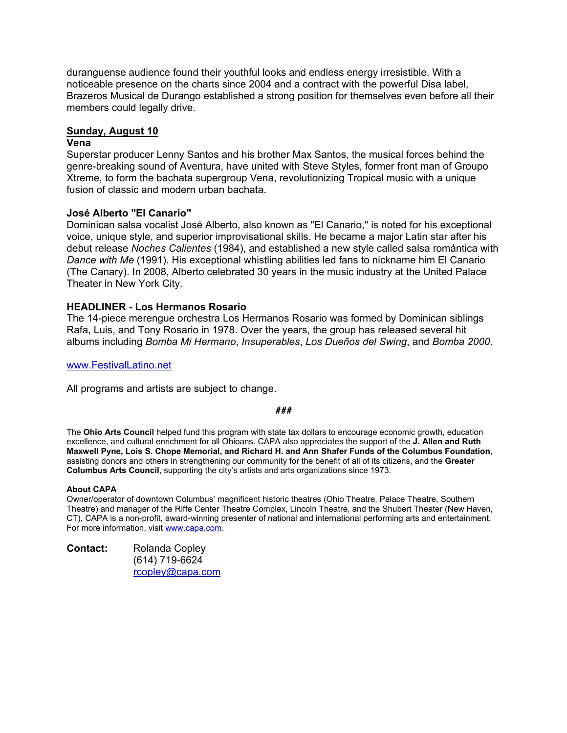duranguense audience found their youthful looks and endless energy irresistible. With a noticeable presence on the charts since 2004 and a contract with the powerful Disa label, Brazeros Musical de Durango established a strong position for themselves even before all their members could legally drive.

**Sunday, August 10**

**Vena**

Superstar producer Lenny Santos and his brother Max Santos, the musical forces behind the genre-breaking sound of Aventura, have united with Steve Styles, former front man of Groupo Xtreme, to form the bachata supergroup Vena, revolutionizing Tropical music with a unique fusion of classic and modern urban bachata.

**José Alberto "El Canario"**

Dominican salsa vocalist José Alberto, also known as "El Canario," is noted for his exceptional voice, unique style, and superior improvisational skills. He became a major Latin star after his debut release *Noches Calientes* (1984), and established a new style called salsa romántica with *Dance with Me* (1991). His exceptional whistling abilities led fans to nickname him El Canario (The Canary). In 2008, Alberto celebrated 30 years in the music industry at the United Palace Theater in New York City.

**HEADLINER - Los Hermanos Rosario**

The 14-piece merengue orchestra Los Hermanos Rosario was formed by Dominican siblings Rafa, Luis, and Tony Rosario in 1978. Over the years, the group has released several hit albums including *Bomba Mi Hermano*, *Insuperables*, *Los Dueños del Swing*, and *Bomba 2000*.

www.FestivalLatino.net

All programs and artists are subject to change.

***###***

The **Ohio Arts Council** helped fund this program with state tax dollars to encourage economic growth, education excellence, and cultural enrichment for all Ohioans. CAPA also appreciates the support of the **J. Allen and Ruth Maxwell Pyne, Lois S. Chope Memorial, and Richard H. and Ann Shafer Funds of the Columbus Foundation**, assisting donors and others in strengthening our community for the benefit of all of its citizens, and the **Greater Columbus Arts Council**, supporting the city's artists and arts organizations since 1973.

**About CAPA**

Owner/operator of downtown Columbus' magnificent historic theatres (Ohio Theatre, Palace Theatre, Southern Theatre) and manager of the Riffe Center Theatre Complex, Lincoln Theatre, and the Shubert Theater (New Haven, CT), CAPA is a non-profit, award-winning presenter of national and international performing arts and entertainment. For more information, visit www.capa.com.

**Contact:** Rolanda Copley
(614) 719-6624
rcopley@capa.com